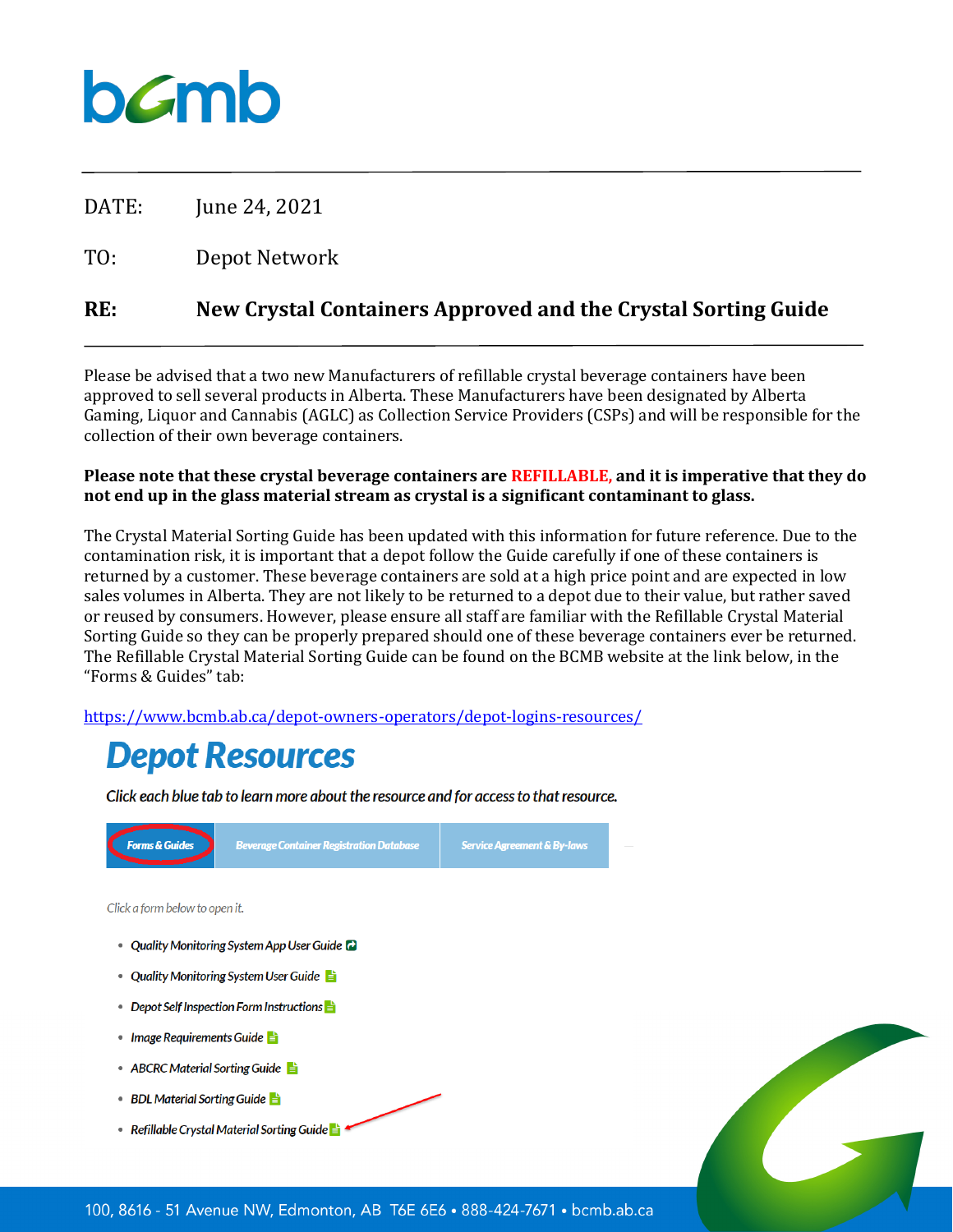bcmb

DATE: June 24, 2021

TO: Depot Network

**RE: New Crystal Containers Approved and the Crystal Sorting Guide**

Please be advised that a two new Manufacturers of refillable crystal beverage containers have been approved to sell several products in Alberta. These Manufacturers have been designated by Alberta Gaming, Liquor and Cannabis (AGLC) as Collection Service Providers (CSPs) and will be responsible for the collection of their own beverage containers.

**Please note that these crystal beverage containers are REFILLABLE, and it is imperative that they do not end up in the glass material stream as crystal is a significant contaminant to glass.**

The Crystal Material Sorting Guide has been updated with this information for future reference. Due to the contamination risk, it is important that a depot follow the Guide carefully if one of these containers is returned by a customer. These beverage containers are sold at a high price point and are expected in low sales volumes in Alberta. They are not likely to be returned to a depot due to their value, but rather saved or reused by consumers. However, please ensure all staff are familiar with the Refillable Crystal Material Sorting Guide so they can be properly prepared should one of these beverage containers ever be returned. The Refillable Crystal Material Sorting Guide can be found on the BCMB website at the link below, in the "Forms & Guides" tab:

https://www.bcmb.ab.ca/depot-owners-operators/depot-logins-resources/

## *Depot Resources*

*Click each blue tab to learn more about the resource and for access to that resource.*

Forms & Guides | Beverage Container Registration Database | Service Agreement & By-laws

*Click a form below to open it.*

- *Quality Monitoring System App User Guide*
- *Quality Monitoring System User Guide*
- *Depot Self Inspection Form Instructions*
- *Image Requirements Guide*
- *ABCRC Material Sorting Guide*
- *BDL Material Sorting Guide*
- *Refillable Crystal Material Sorting Guide*

100, 8616 - 51 Avenue NW, Edmonton, AB T6E 6E6 • 888-424-7671 • bcmb.ab.ca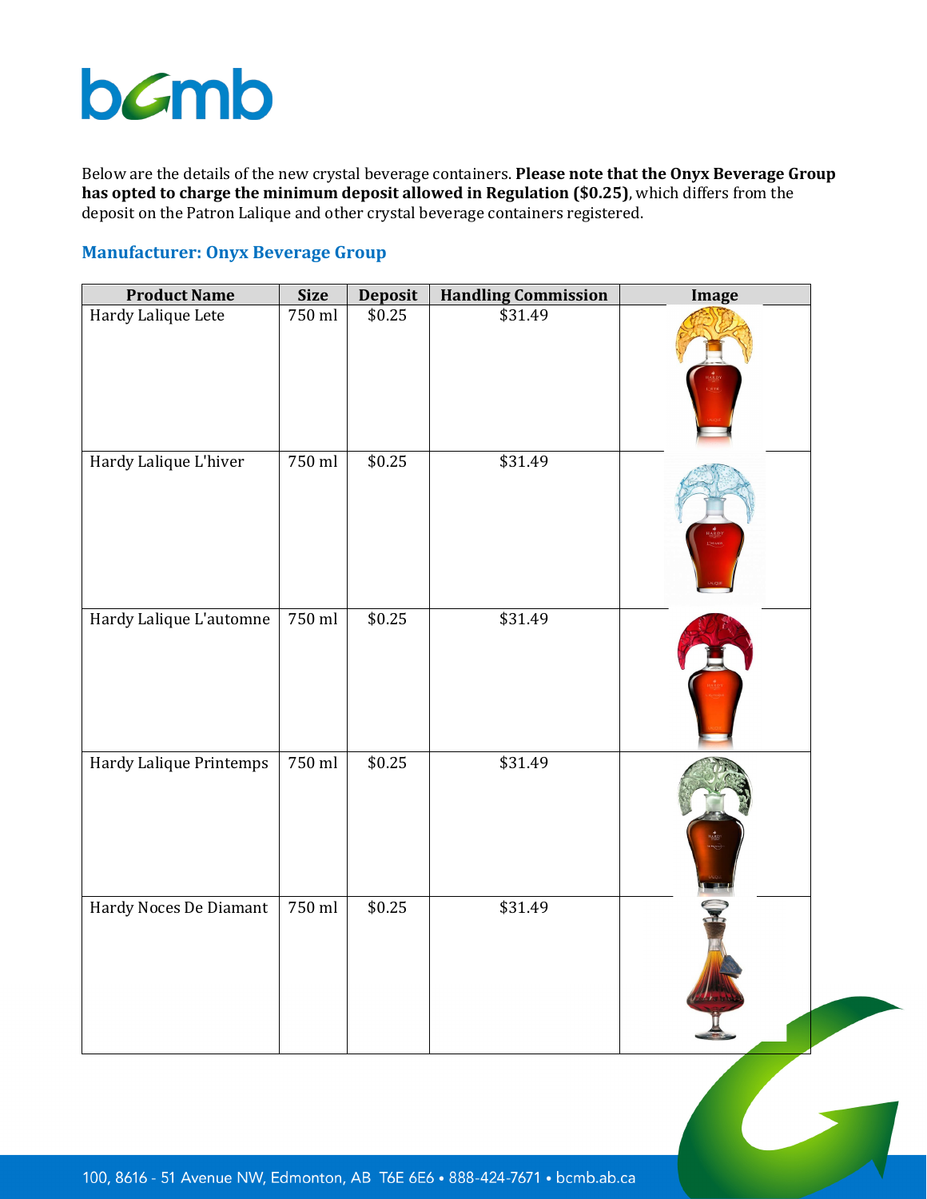Below are the details of the new crystal beverage containers. **Please note that the Onyx Beverage Group has opted to charge the minimum deposit allowed in Regulation ($0.25)**, which differs from the deposit on the Patron Lalique and other crystal beverage containers registered.

## Manufacturer: Onyx Beverage Group

| Product Name | Size | Deposit | Handling Commission | Image |
|---|---|---|---|---|
| Hardy Lalique Lete | 750 ml | $0.25 | $31.49 | |
| Hardy Lalique L'hiver | 750 ml | $0.25 | $31.49 | |
| Hardy Lalique L'automne | 750 ml | $0.25 | $31.49 | |
| Hardy Lalique Printemps | 750 ml | $0.25 | $31.49 | |
| Hardy Noces De Diamant | 750 ml | $0.25 | $31.49 | |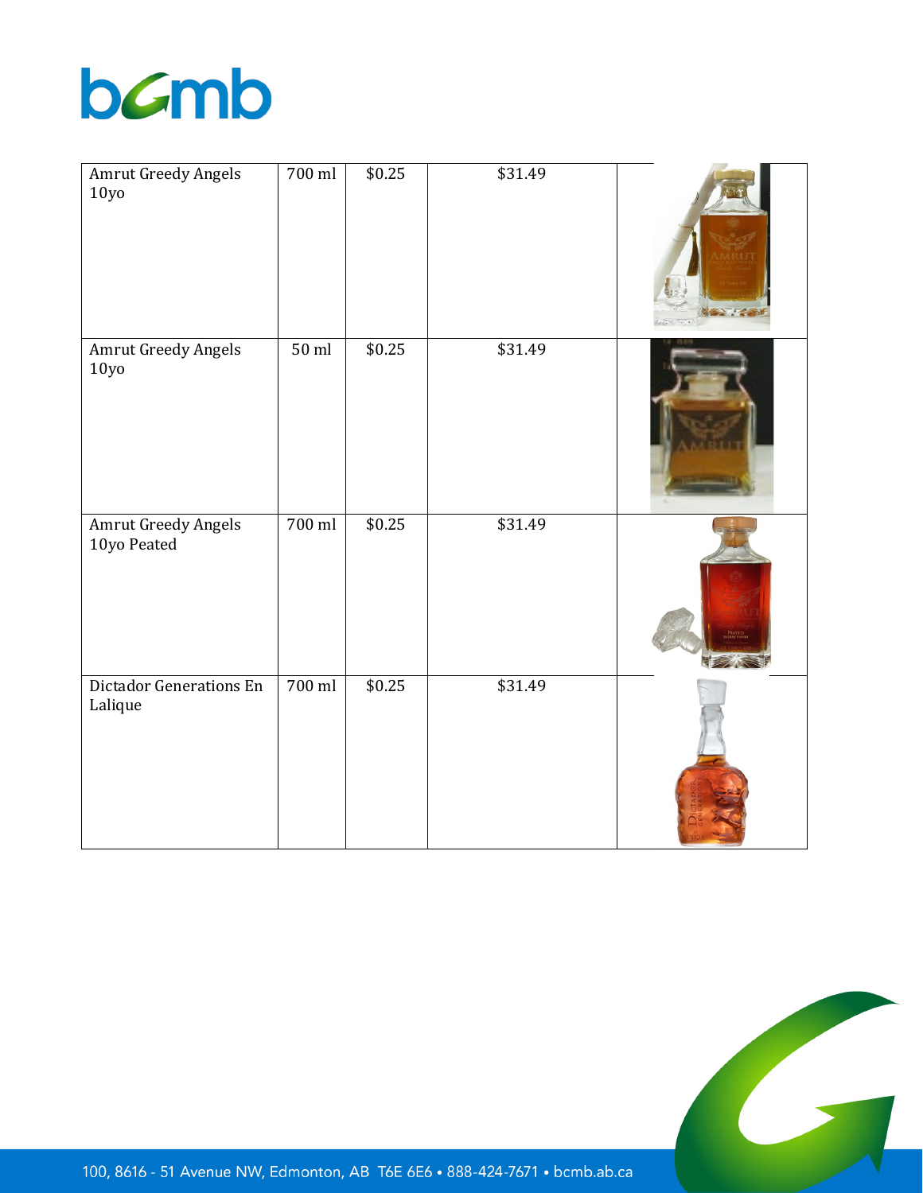| Amrut Greedy Angels 10yo | 700 ml | $0.25 | $31.49 | |
|---|---|---|---|---|
| Amrut Greedy Angels 10yo | 50 ml | $0.25 | $31.49 | |
| Amrut Greedy Angels 10yo Peated | 700 ml | $0.25 | $31.49 | |
| Dictador Generations En Lalique | 700 ml | $0.25 | $31.49 | |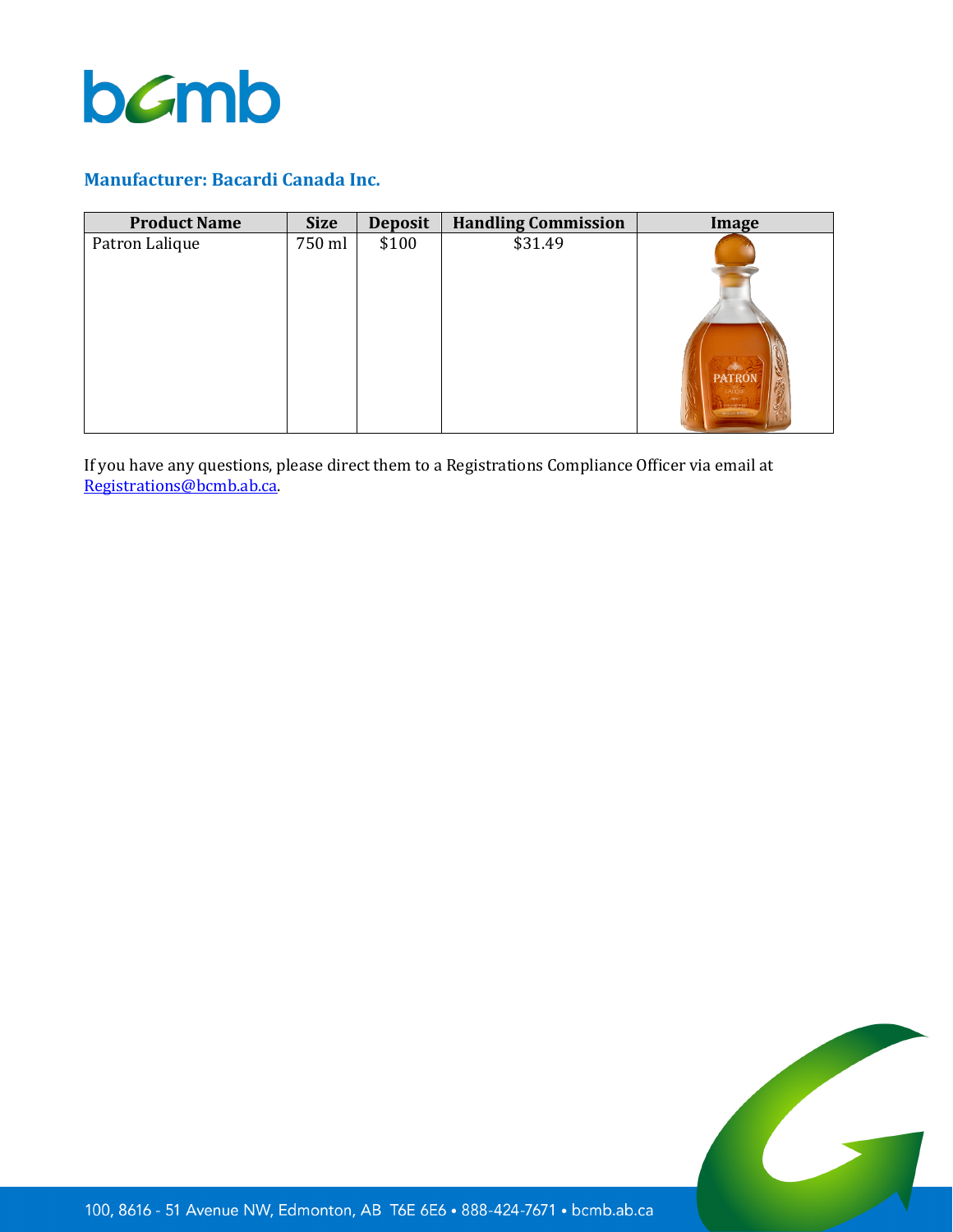**Manufacturer: Bacardi Canada Inc.**

| Product Name | Size | Deposit | Handling Commission | Image |
|---|---|---|---|---|
| Patron Lalique | 750 ml | $100 | $31.49 | |

If you have any questions, please direct them to a Registrations Compliance Officer via email at Registrations@bcmb.ab.ca.